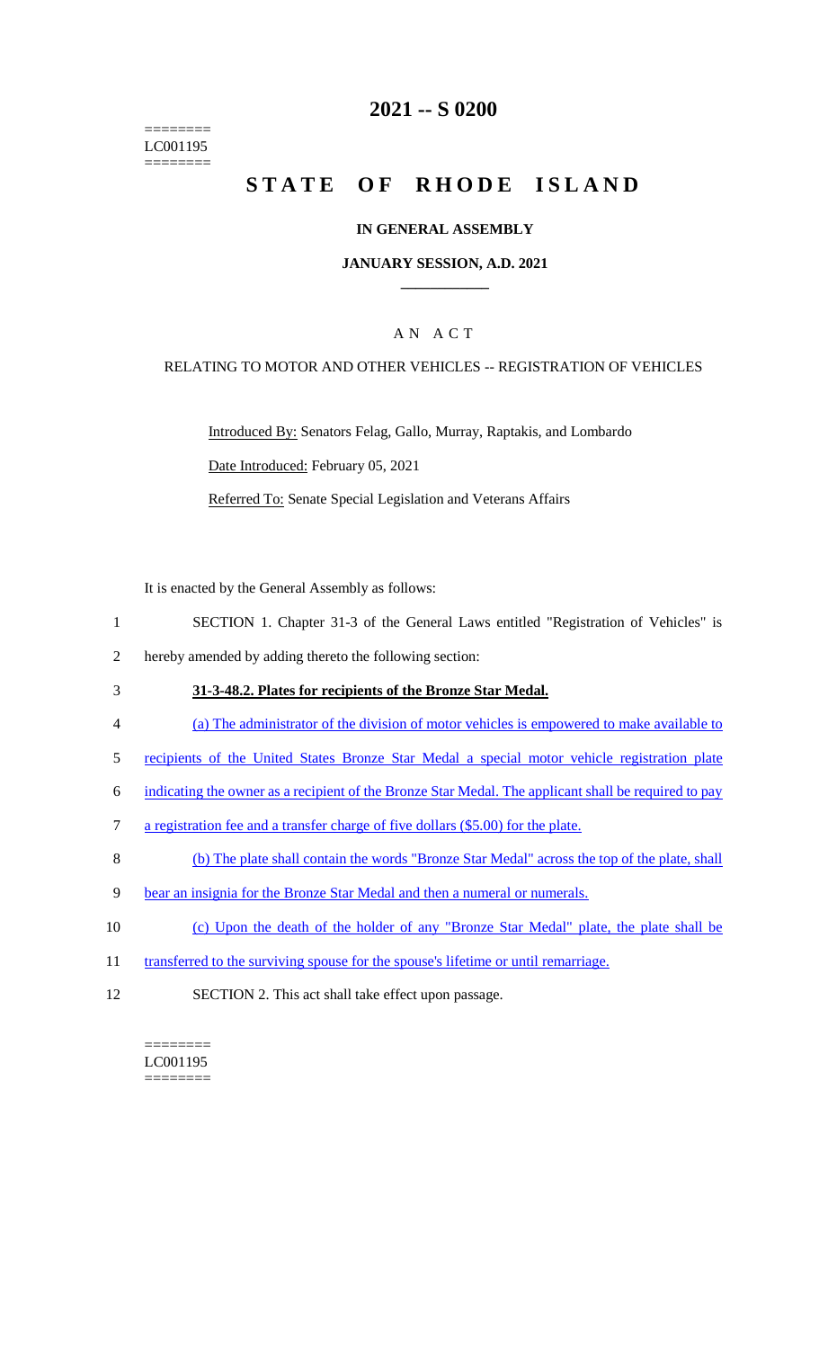========
LC001195
========

# 2021 -- S 0200

# STATE OF RHODE ISLAND

## IN GENERAL ASSEMBLY

### JANUARY SESSION, A.D. 2021

### A N A C T

RELATING TO MOTOR AND OTHER VEHICLES -- REGISTRATION OF VEHICLES

Introduced By: Senators Felag, Gallo, Murray, Raptakis, and Lombardo

Date Introduced: February 05, 2021

Referred To: Senate Special Legislation and Veterans Affairs

It is enacted by the General Assembly as follows:

1 SECTION 1. Chapter 31-3 of the General Laws entitled "Registration of Vehicles" is
2 hereby amended by adding thereto the following section:

3 **31-3-48.2. Plates for recipients of the Bronze Star Medal.**

4 (a) The administrator of the division of motor vehicles is empowered to make available to
5 recipients of the United States Bronze Star Medal a special motor vehicle registration plate
6 indicating the owner as a recipient of the Bronze Star Medal. The applicant shall be required to pay
7 a registration fee and a transfer charge of five dollars ($5.00) for the plate.

8 (b) The plate shall contain the words "Bronze Star Medal" across the top of the plate, shall
9 bear an insignia for the Bronze Star Medal and then a numeral or numerals.

10 (c) Upon the death of the holder of any "Bronze Star Medal" plate, the plate shall be
11 transferred to the surviving spouse for the spouse's lifetime or until remarriage.

12 SECTION 2. This act shall take effect upon passage.

========
LC001195
========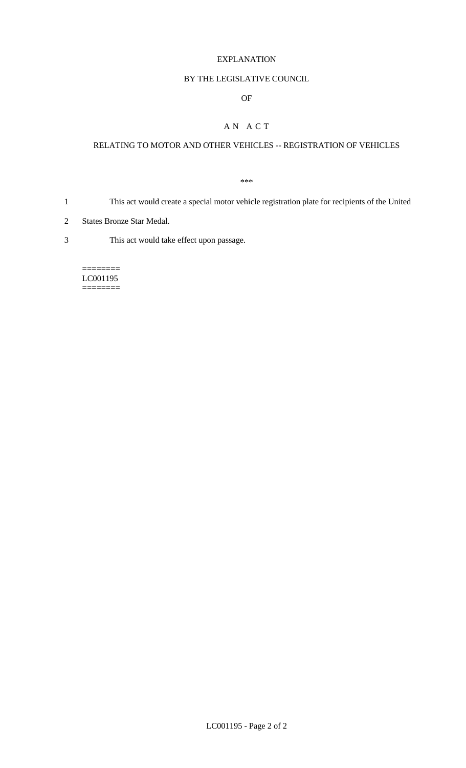EXPLANATION

BY THE LEGISLATIVE COUNCIL

OF

A N A C T

RELATING TO MOTOR AND OTHER VEHICLES -- REGISTRATION OF VEHICLES

\*\*\*

1 This act would create a special motor vehicle registration plate for recipients of the United

2 States Bronze Star Medal.

3 This act would take effect upon passage.

========
LC001195
========